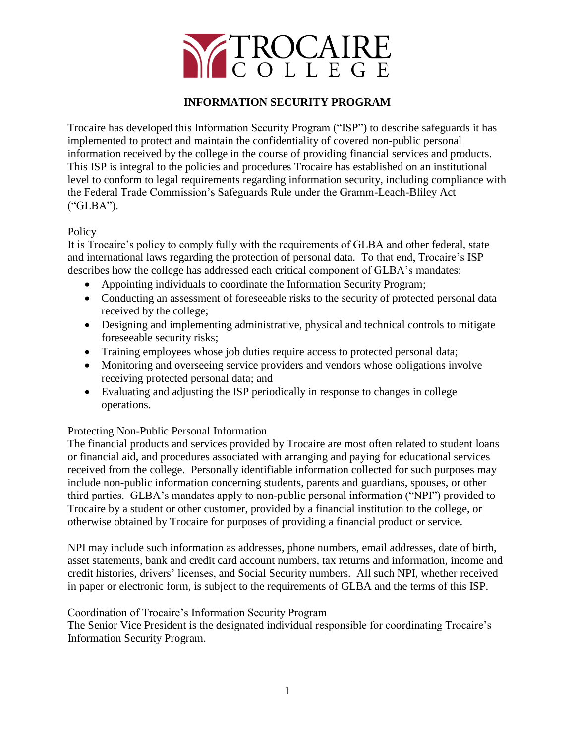# TROCAIRE COLLEGE

## INFORMATION SECURITY PROGRAM

Trocaire has developed this Information Security Program ("ISP") to describe safeguards it has implemented to protect and maintain the confidentiality of covered non-public personal information received by the college in the course of providing financial services and products. This ISP is integral to the policies and procedures Trocaire has established on an institutional level to conform to legal requirements regarding information security, including compliance with the Federal Trade Commission's Safeguards Rule under the Gramm-Leach-Bliley Act ("GLBA").

### Policy

It is Trocaire's policy to comply fully with the requirements of GLBA and other federal, state and international laws regarding the protection of personal data. To that end, Trocaire's ISP describes how the college has addressed each critical component of GLBA's mandates:

- Appointing individuals to coordinate the Information Security Program;
- Conducting an assessment of foreseeable risks to the security of protected personal data received by the college;
- Designing and implementing administrative, physical and technical controls to mitigate foreseeable security risks;
- Training employees whose job duties require access to protected personal data;
- Monitoring and overseeing service providers and vendors whose obligations involve receiving protected personal data; and
- Evaluating and adjusting the ISP periodically in response to changes in college operations.

### Protecting Non-Public Personal Information

The financial products and services provided by Trocaire are most often related to student loans or financial aid, and procedures associated with arranging and paying for educational services received from the college. Personally identifiable information collected for such purposes may include non-public information concerning students, parents and guardians, spouses, or other third parties. GLBA's mandates apply to non-public personal information ("NPI") provided to Trocaire by a student or other customer, provided by a financial institution to the college, or otherwise obtained by Trocaire for purposes of providing a financial product or service.

NPI may include such information as addresses, phone numbers, email addresses, date of birth, asset statements, bank and credit card account numbers, tax returns and information, income and credit histories, drivers' licenses, and Social Security numbers. All such NPI, whether received in paper or electronic form, is subject to the requirements of GLBA and the terms of this ISP.

### Coordination of Trocaire's Information Security Program

The Senior Vice President is the designated individual responsible for coordinating Trocaire's Information Security Program.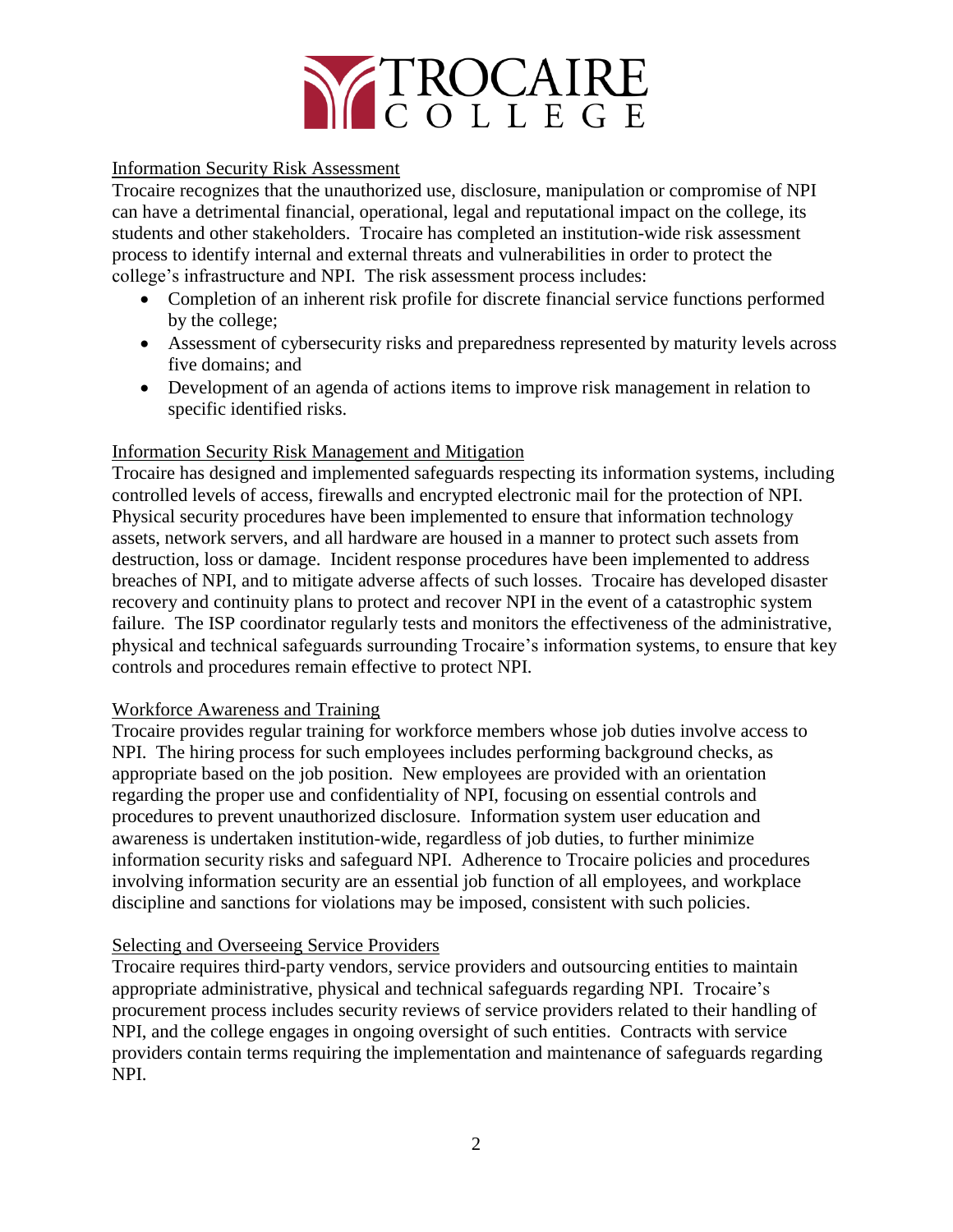## Information Security Risk Assessment

Trocaire recognizes that the unauthorized use, disclosure, manipulation or compromise of NPI can have a detrimental financial, operational, legal and reputational impact on the college, its students and other stakeholders. Trocaire has completed an institution-wide risk assessment process to identify internal and external threats and vulnerabilities in order to protect the college's infrastructure and NPI. The risk assessment process includes:

- Completion of an inherent risk profile for discrete financial service functions performed by the college;
- Assessment of cybersecurity risks and preparedness represented by maturity levels across five domains; and
- Development of an agenda of actions items to improve risk management in relation to specific identified risks.

## Information Security Risk Management and Mitigation

Trocaire has designed and implemented safeguards respecting its information systems, including controlled levels of access, firewalls and encrypted electronic mail for the protection of NPI. Physical security procedures have been implemented to ensure that information technology assets, network servers, and all hardware are housed in a manner to protect such assets from destruction, loss or damage. Incident response procedures have been implemented to address breaches of NPI, and to mitigate adverse affects of such losses. Trocaire has developed disaster recovery and continuity plans to protect and recover NPI in the event of a catastrophic system failure. The ISP coordinator regularly tests and monitors the effectiveness of the administrative, physical and technical safeguards surrounding Trocaire's information systems, to ensure that key controls and procedures remain effective to protect NPI.

## Workforce Awareness and Training

Trocaire provides regular training for workforce members whose job duties involve access to NPI. The hiring process for such employees includes performing background checks, as appropriate based on the job position. New employees are provided with an orientation regarding the proper use and confidentiality of NPI, focusing on essential controls and procedures to prevent unauthorized disclosure. Information system user education and awareness is undertaken institution-wide, regardless of job duties, to further minimize information security risks and safeguard NPI. Adherence to Trocaire policies and procedures involving information security are an essential job function of all employees, and workplace discipline and sanctions for violations may be imposed, consistent with such policies.

## Selecting and Overseeing Service Providers

Trocaire requires third-party vendors, service providers and outsourcing entities to maintain appropriate administrative, physical and technical safeguards regarding NPI. Trocaire's procurement process includes security reviews of service providers related to their handling of NPI, and the college engages in ongoing oversight of such entities. Contracts with service providers contain terms requiring the implementation and maintenance of safeguards regarding NPI.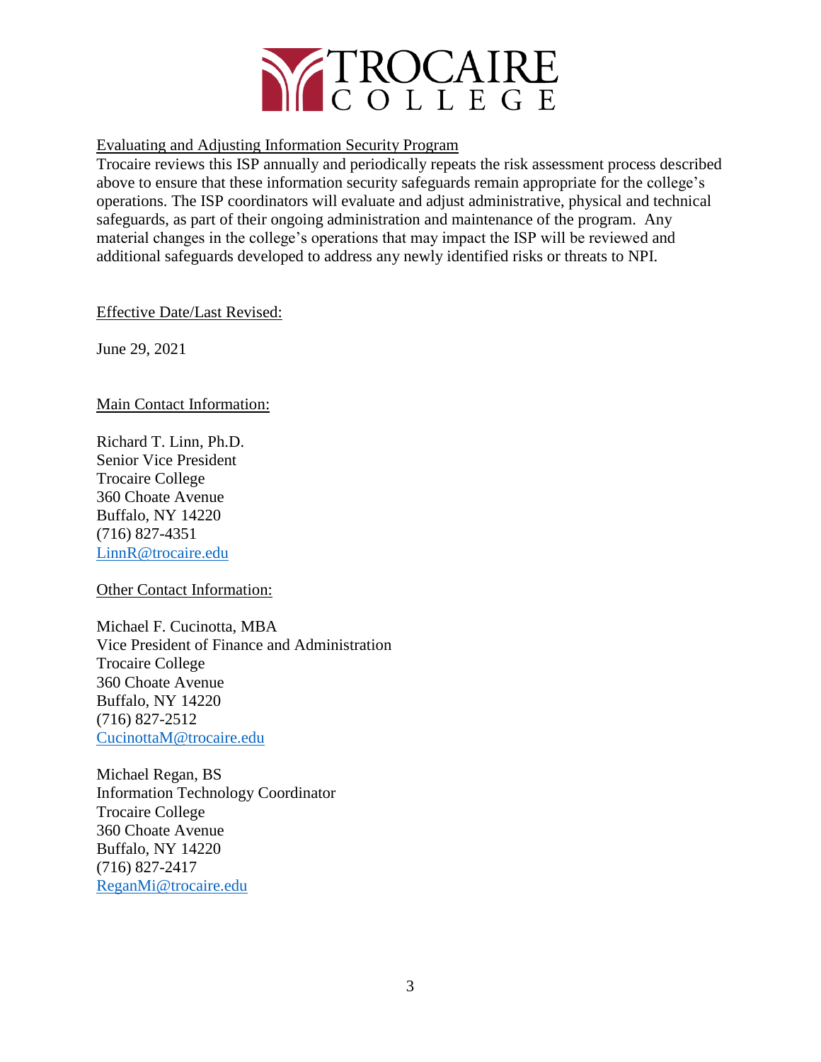## Evaluating and Adjusting Information Security Program

Trocaire reviews this ISP annually and periodically repeats the risk assessment process described above to ensure that these information security safeguards remain appropriate for the college's operations. The ISP coordinators will evaluate and adjust administrative, physical and technical safeguards, as part of their ongoing administration and maintenance of the program. Any material changes in the college's operations that may impact the ISP will be reviewed and additional safeguards developed to address any newly identified risks or threats to NPI.

## Effective Date/Last Revised:

June 29, 2021

## Main Contact Information:

Richard T. Linn, Ph.D.
Senior Vice President
Trocaire College
360 Choate Avenue
Buffalo, NY 14220
(716) 827-4351
LinnR@trocaire.edu

## Other Contact Information:

Michael F. Cucinotta, MBA
Vice President of Finance and Administration
Trocaire College
360 Choate Avenue
Buffalo, NY 14220
(716) 827-2512
CucinottaM@trocaire.edu

Michael Regan, BS
Information Technology Coordinator
Trocaire College
360 Choate Avenue
Buffalo, NY 14220
(716) 827-2417
ReganMi@trocaire.edu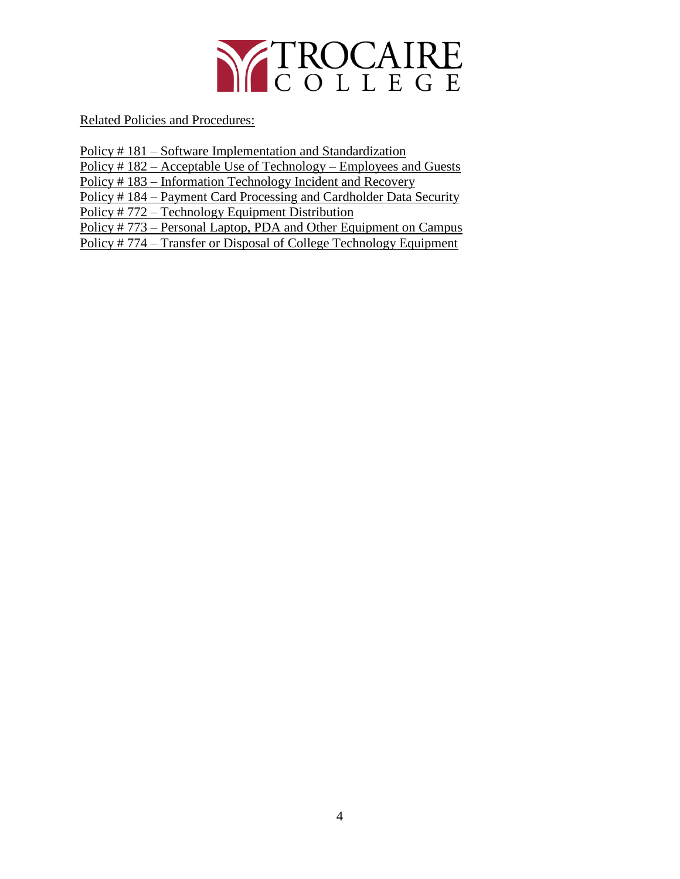TROCAIRE COLLEGE

Related Policies and Procedures:

Policy # 181 – Software Implementation and Standardization
Policy # 182 – Acceptable Use of Technology – Employees and Guests
Policy # 183 – Information Technology Incident and Recovery
Policy # 184 – Payment Card Processing and Cardholder Data Security
Policy # 772 – Technology Equipment Distribution
Policy # 773 – Personal Laptop, PDA and Other Equipment on Campus
Policy # 774 – Transfer or Disposal of College Technology Equipment